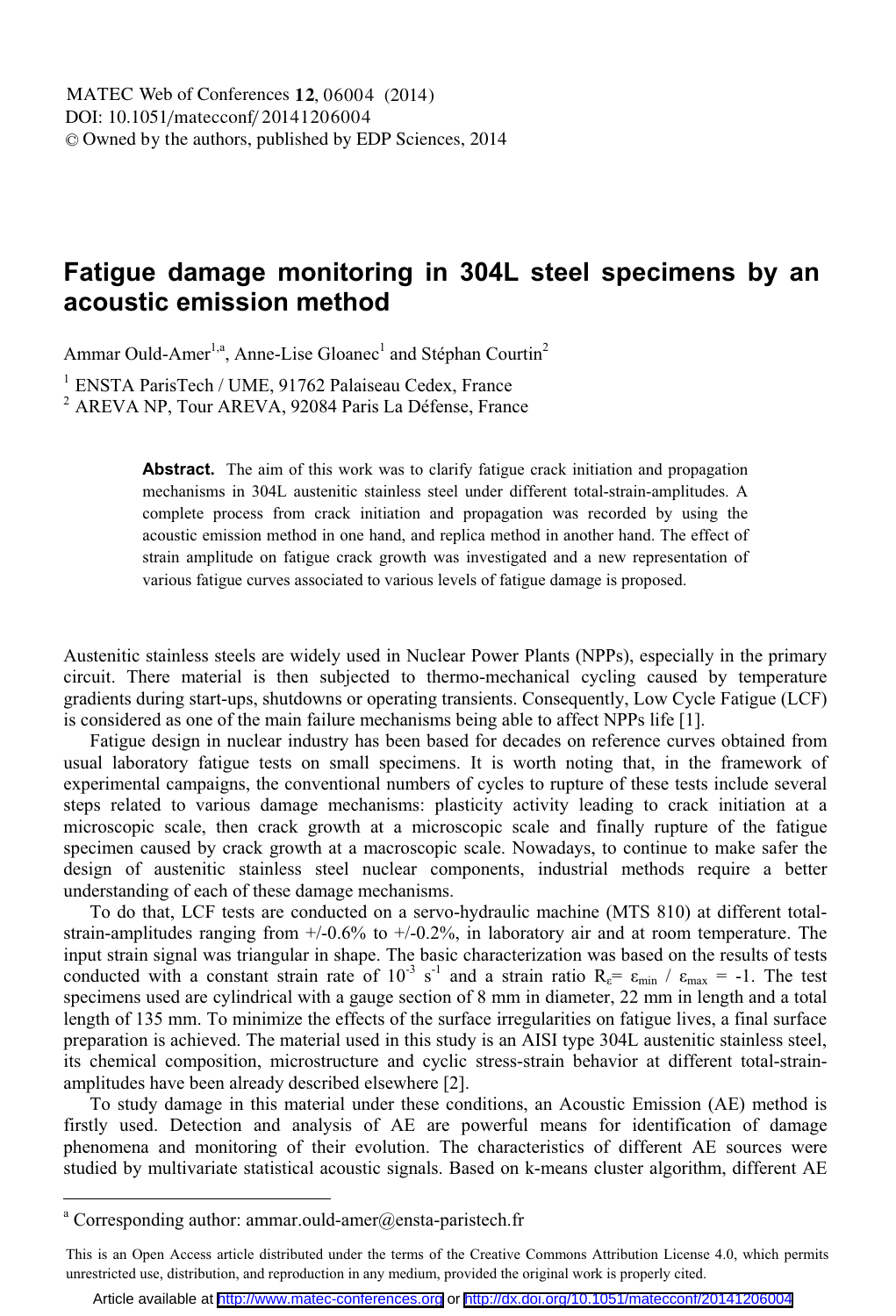# Fatigue damage monitoring in 304L steel specimens by an acoustic emission method

Ammar Ould-Amer[1,a], Anne-Lise Gloanec[1] and Stéphan Courtin[2]

[1] ENSTA ParisTech / UME, 91762 Palaiseau Cedex, France

[2] AREVA NP, Tour AREVA, 92084 Paris La Défense, France

**Abstract.** The aim of this work was to clarify fatigue crack initiation and propagation mechanisms in 304L austenitic stainless steel under different total-strain-amplitudes. A complete process from crack initiation and propagation was recorded by using the acoustic emission method in one hand, and replica method in another hand. The effect of strain amplitude on fatigue crack growth was investigated and a new representation of various fatigue curves associated to various levels of fatigue damage is proposed.

Austenitic stainless steels are widely used in Nuclear Power Plants (NPPs), especially in the primary circuit. There material is then subjected to thermo-mechanical cycling caused by temperature gradients during start-ups, shutdowns or operating transients. Consequently, Low Cycle Fatigue (LCF) is considered as one of the main failure mechanisms being able to affect NPPs life [1].

Fatigue design in nuclear industry has been based for decades on reference curves obtained from usual laboratory fatigue tests on small specimens. It is worth noting that, in the framework of experimental campaigns, the conventional numbers of cycles to rupture of these tests include several steps related to various damage mechanisms: plasticity activity leading to crack initiation at a microscopic scale, then crack growth at a microscopic scale and finally rupture of the fatigue specimen caused by crack growth at a macroscopic scale. Nowadays, to continue to make safer the design of austenitic stainless steel nuclear components, industrial methods require a better understanding of each of these damage mechanisms.

To do that, LCF tests are conducted on a servo-hydraulic machine (MTS 810) at different total-strain-amplitudes ranging from +/-0.6% to +/-0.2%, in laboratory air and at room temperature. The input strain signal was triangular in shape. The basic characterization was based on the results of tests conducted with a constant strain rate of $10^{-3}$ $s^{-1}$ and a strain ratio $R_{\varepsilon} = \varepsilon_{min} / \varepsilon_{max} = -1$. The test specimens used are cylindrical with a gauge section of 8 mm in diameter, 22 mm in length and a total length of 135 mm. To minimize the effects of the surface irregularities on fatigue lives, a final surface preparation is achieved. The material used in this study is an AISI type 304L austenitic stainless steel, its chemical composition, microstructure and cyclic stress-strain behavior at different total-strain-amplitudes have been already described elsewhere [2].

To study damage in this material under these conditions, an Acoustic Emission (AE) method is firstly used. Detection and analysis of AE are powerful means for identification of damage phenomena and monitoring of their evolution. The characteristics of different AE sources were studied by multivariate statistical acoustic signals. Based on k-means cluster algorithm, different AE

[a] Corresponding author: ammar.ould-amer@ensta-paristech.fr

This is an Open Access article distributed under the terms of the Creative Commons Attribution License 4.0, which permits unrestricted use, distribution, and reproduction in any medium, provided the original work is properly cited.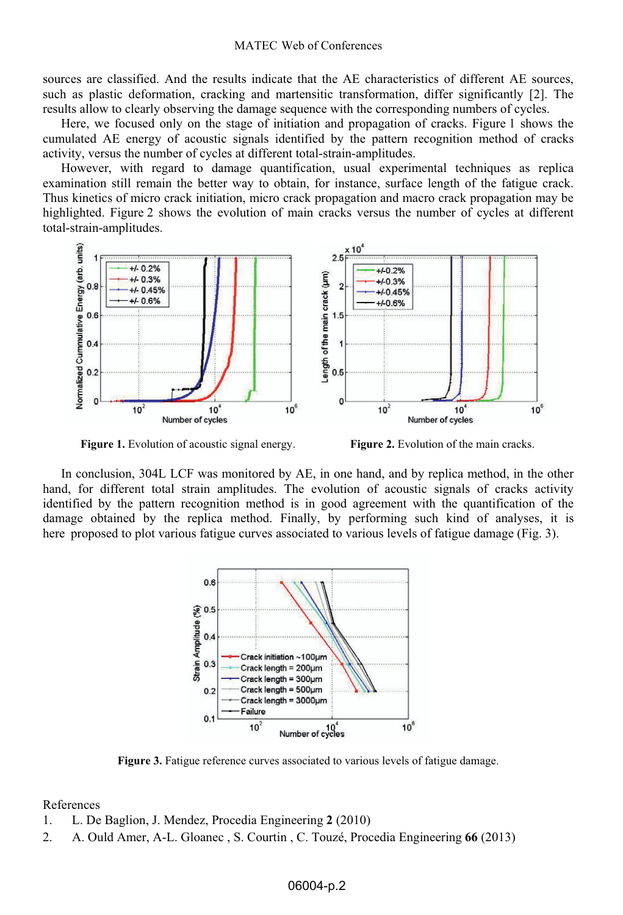sources are classified. And the results indicate that the AE characteristics of different AE sources, such as plastic deformation, cracking and martensitic transformation, differ significantly [2]. The results allow to clearly observing the damage sequence with the corresponding numbers of cycles.

Here, we focused only on the stage of initiation and propagation of cracks. Figure 1 shows the cumulated AE energy of acoustic signals identified by the pattern recognition method of cracks activity, versus the number of cycles at different total-strain-amplitudes.

However, with regard to damage quantification, usual experimental techniques as replica examination still remain the better way to obtain, for instance, surface length of the fatigue crack. Thus kinetics of micro crack initiation, micro crack propagation and macro crack propagation may be highlighted. Figure 2 shows the evolution of main cracks versus the number of cycles at different total-strain-amplitudes.

Normalized Cummulative Energy (arb. units)
1
0.8
0.6
0.4
0.2
0
+/- 0.2%
+/- 0.3%
+/- 0.45%
+/- 0.6%
$10^2$
$10^4$
$10^6$
Number of cycles

**Figure 1.** Evolution of acoustic signal energy.

Length of the main crack (µm)
$\times 10^4$
2.5
2
1.5
1
0.5
0
+/-0.2%
+/-0.3%
+/-0.45%
+/-0.6%
$10^2$
$10^4$
$10^6$
Number of cycles

**Figure 2.** Evolution of the main cracks.

In conclusion, 304L LCF was monitored by AE, in one hand, and by replica method, in the other hand, for different total strain amplitudes. The evolution of acoustic signals of cracks activity identified by the pattern recognition method is in good agreement with the quantification of the damage obtained by the replica method. Finally, by performing such kind of analyses, it is here proposed to plot various fatigue curves associated to various levels of fatigue damage (Fig. 3).

Strain Amplitude (%)
0.6
0.5
0.4
0.3
0.2
0.1
Crack initiation ~100µm
Crack length = 200µm
Crack length = 300µm
Crack length = 500µm
Crack length = 3000µm
Failure
$10^2$
$10^4$
$10^6$
Number of cycles

**Figure 3.** Fatigue reference curves associated to various levels of fatigue damage.

References

1. L. De Baglion, J. Mendez, Procedia Engineering **2** (2010)
2. A. Ould Amer, A-L. Gloanec , S. Courtin , C. Touzé, Procedia Engineering **66** (2013)